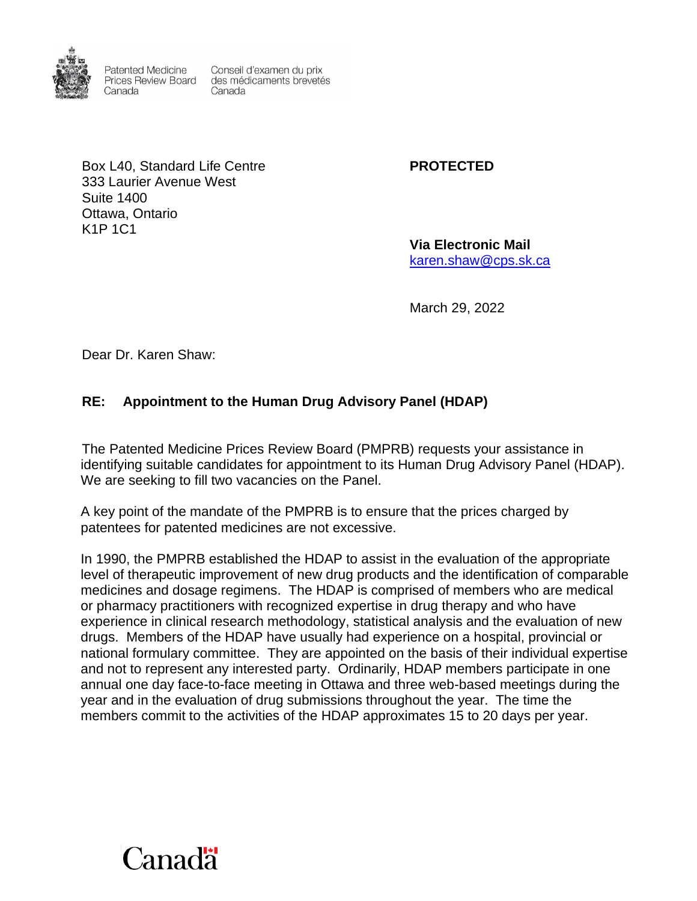Patented Medicine Prices Review Board Canada

Conseil d'examen du prix des médicaments brevetés Canada

Box L40, Standard Life Centre
333 Laurier Avenue West
Suite 1400
Ottawa, Ontario
K1P 1C1

**PROTECTED**

**Via Electronic Mail**
karen.shaw@cps.sk.ca

March 29, 2022

Dear Dr. Karen Shaw:

**RE: Appointment to the Human Drug Advisory Panel (HDAP)**

The Patented Medicine Prices Review Board (PMPRB) requests your assistance in identifying suitable candidates for appointment to its Human Drug Advisory Panel (HDAP). We are seeking to fill two vacancies on the Panel.

A key point of the mandate of the PMPRB is to ensure that the prices charged by patentees for patented medicines are not excessive.

In 1990, the PMPRB established the HDAP to assist in the evaluation of the appropriate level of therapeutic improvement of new drug products and the identification of comparable medicines and dosage regimens. The HDAP is comprised of members who are medical or pharmacy practitioners with recognized expertise in drug therapy and who have experience in clinical research methodology, statistical analysis and the evaluation of new drugs. Members of the HDAP have usually had experience on a hospital, provincial or national formulary committee. They are appointed on the basis of their individual expertise and not to represent any interested party. Ordinarily, HDAP members participate in one annual one day face-to-face meeting in Ottawa and three web-based meetings during the year and in the evaluation of drug submissions throughout the year. The time the members commit to the activities of the HDAP approximates 15 to 20 days per year.

Canada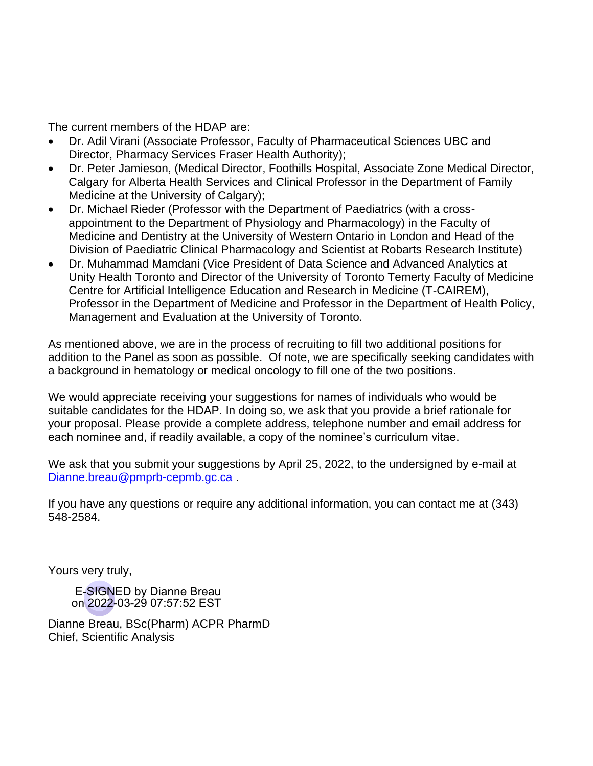The current members of the HDAP are:

- Dr. Adil Virani (Associate Professor, Faculty of Pharmaceutical Sciences UBC and Director, Pharmacy Services Fraser Health Authority);
- Dr. Peter Jamieson, (Medical Director, Foothills Hospital, Associate Zone Medical Director, Calgary for Alberta Health Services and Clinical Professor in the Department of Family Medicine at the University of Calgary);
- Dr. Michael Rieder (Professor with the Department of Paediatrics (with a cross-appointment to the Department of Physiology and Pharmacology) in the Faculty of Medicine and Dentistry at the University of Western Ontario in London and Head of the Division of Paediatric Clinical Pharmacology and Scientist at Robarts Research Institute)
- Dr. Muhammad Mamdani (Vice President of Data Science and Advanced Analytics at Unity Health Toronto and Director of the University of Toronto Temerty Faculty of Medicine Centre for Artificial Intelligence Education and Research in Medicine (T-CAIREM), Professor in the Department of Medicine and Professor in the Department of Health Policy, Management and Evaluation at the University of Toronto.

As mentioned above, we are in the process of recruiting to fill two additional positions for addition to the Panel as soon as possible. Of note, we are specifically seeking candidates with a background in hematology or medical oncology to fill one of the two positions.

We would appreciate receiving your suggestions for names of individuals who would be suitable candidates for the HDAP. In doing so, we ask that you provide a brief rationale for your proposal. Please provide a complete address, telephone number and email address for each nominee and, if readily available, a copy of the nominee's curriculum vitae.

We ask that you submit your suggestions by April 25, 2022, to the undersigned by e-mail at Dianne.breau@pmprb-cepmb.gc.ca .

If you have any questions or require any additional information, you can contact me at (343) 548-2584.

Yours very truly,

E-SIGNED by Dianne Breau
on 2022-03-29 07:57:52 EST

Dianne Breau, BSc(Pharm) ACPR PharmD
Chief, Scientific Analysis